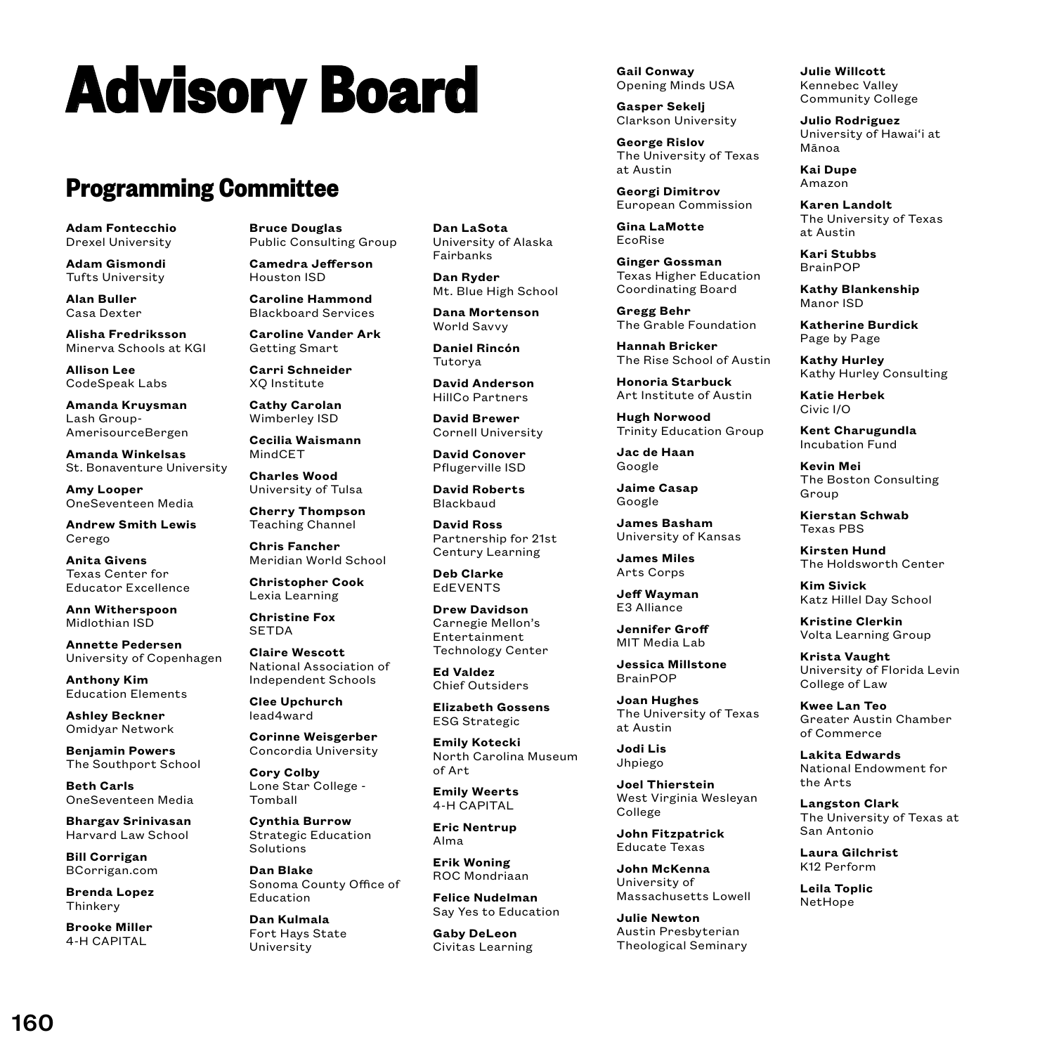# Advisory Board

## Programming Committee

**Adam Fontecchio**
Drexel University

**Adam Gismondi**
Tufts University

**Alan Buller**
Casa Dexter

**Alisha Fredriksson**
Minerva Schools at KGI

**Allison Lee**
CodeSpeak Labs

**Amanda Kruysman**
Lash Group-AmerisourceBergen

**Amanda Winkelsas**
St. Bonaventure University

**Amy Looper**
OneSeventeen Media

**Andrew Smith Lewis**
Cerego

**Anita Givens**
Texas Center for Educator Excellence

**Ann Witherspoon**
Midlothian ISD

**Annette Pedersen**
University of Copenhagen

**Anthony Kim**
Education Elements

**Ashley Beckner**
Omidyar Network

**Benjamin Powers**
The Southport School

**Beth Carls**
OneSeventeen Media

**Bhargav Srinivasan**
Harvard Law School

**Bill Corrigan**
BCorrigan.com

**Brenda Lopez**
Thinkery

**Brooke Miller**
4-H CAPITAL

**Bruce Douglas**
Public Consulting Group

**Camedra Jefferson**
Houston ISD

**Caroline Hammond**
Blackboard Services

**Caroline Vander Ark**
Getting Smart

**Carri Schneider**
XQ Institute

**Cathy Carolan**
Wimberley ISD

**Cecilia Waismann**
MindCET

**Charles Wood**
University of Tulsa

**Cherry Thompson**
Teaching Channel

**Chris Fancher**
Meridian World School

**Christopher Cook**
Lexia Learning

**Christine Fox**
SETDA

**Claire Wescott**
National Association of Independent Schools

**Clee Upchurch**
lead4ward

**Corinne Weisgerber**
Concordia University

**Cory Colby**
Lone Star College - Tomball

**Cynthia Burrow**
Strategic Education Solutions

**Dan Blake**
Sonoma County Office of Education

**Dan Kulmala**
Fort Hays State University

**Dan LaSota**
University of Alaska Fairbanks

**Dan Ryder**
Mt. Blue High School

**Dana Mortenson**
World Savvy

**Daniel Rincón**
Tutorya

**David Anderson**
HillCo Partners

**David Brewer**
Cornell University

**David Conover**
Pflugerville ISD

**David Roberts**
Blackbaud

**David Ross**
Partnership for 21st Century Learning

**Deb Clarke**
EdEVENTS

**Drew Davidson**
Carnegie Mellon's Entertainment Technology Center

**Ed Valdez**
Chief Outsiders

**Elizabeth Gossens**
ESG Strategic

**Emily Kotecki**
North Carolina Museum of Art

**Emily Weerts**
4-H CAPITAL

**Eric Nentrup**
Alma

**Erik Woning**
ROC Mondriaan

**Felice Nudelman**
Say Yes to Education

**Gaby DeLeon**
Civitas Learning

**Gail Conway**
Opening Minds USA

**Gasper Sekelj**
Clarkson University

**George Rislov**
The University of Texas at Austin

**Georgi Dimitrov**
European Commission

**Gina LaMotte**
EcoRise

**Ginger Gossman**
Texas Higher Education Coordinating Board

**Gregg Behr**
The Grable Foundation

**Hannah Bricker**
The Rise School of Austin

**Honoria Starbuck**
Art Institute of Austin

**Hugh Norwood**
Trinity Education Group

**Jac de Haan**
Google

**Jaime Casap**
Google

**James Basham**
University of Kansas

**James Miles**
Arts Corps

**Jeff Wayman**
E3 Alliance

**Jennifer Groff**
MIT Media Lab

**Jessica Millstone**
BrainPOP

**Joan Hughes**
The University of Texas at Austin

**Jodi Lis**
Jhpiego

**Joel Thierstein**
West Virginia Wesleyan College

**John Fitzpatrick**
Educate Texas

**John McKenna**
University of Massachusetts Lowell

**Julie Newton**
Austin Presbyterian Theological Seminary

**Julie Willcott**
Kennebec Valley Community College

**Julio Rodriguez**
University of Hawai'i at Mānoa

**Kai Dupe**
Amazon

**Karen Landolt**
The University of Texas at Austin

**Kari Stubbs**
BrainPOP

**Kathy Blankenship**
Manor ISD

**Katherine Burdick**
Page by Page

**Kathy Hurley**
Kathy Hurley Consulting

**Katie Herbek**
Civic I/O

**Kent Charugundla**
Incubation Fund

**Kevin Mei**
The Boston Consulting Group

**Kierstan Schwab**
Texas PBS

**Kirsten Hund**
The Holdsworth Center

**Kim Sivick**
Katz Hillel Day School

**Kristine Clerkin**
Volta Learning Group

**Krista Vaught**
University of Florida Levin College of Law

**Kwee Lan Teo**
Greater Austin Chamber of Commerce

**Lakita Edwards**
National Endowment for the Arts

**Langston Clark**
The University of Texas at San Antonio

**Laura Gilchrist**
K12 Perform

**Leila Toplic**
NetHope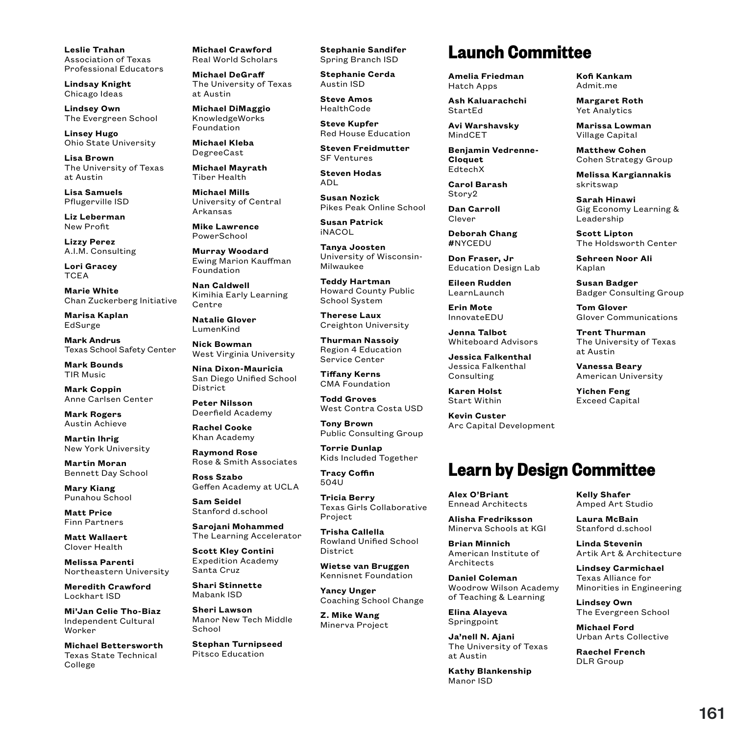**Leslie Trahan**
Association of Texas Professional Educators

**Lindsay Knight**
Chicago Ideas

**Lindsey Own**
The Evergreen School

**Linsey Hugo**
Ohio State University

**Lisa Brown**
The University of Texas at Austin

**Lisa Samuels**
Pflugerville ISD

**Liz Leberman**
New Profit

**Lizzy Perez**
A.I.M. Consulting

**Lori Gracey**
TCEA

**Marie White**
Chan Zuckerberg Initiative

**Marisa Kaplan**
EdSurge

**Mark Andrus**
Texas School Safety Center

**Mark Bounds**
TIR Music

**Mark Coppin**
Anne Carlsen Center

**Mark Rogers**
Austin Achieve

**Martin Ihrig**
New York University

**Martin Moran**
Bennett Day School

**Mary Kiang**
Punahou School

**Matt Price**
Finn Partners

**Matt Wallaert**
Clover Health

**Melissa Parenti**
Northeastern University

**Meredith Crawford**
Lockhart ISD

**Mi'Jan Celie Tho-Biaz**
Independent Cultural Worker

**Michael Bettersworth**
Texas State Technical College

**Michael Crawford**
Real World Scholars

**Michael DeGraff**
The University of Texas at Austin

**Michael DiMaggio**
KnowledgeWorks Foundation

**Michael Kleba**
DegreeCast

**Michael Mayrath**
Tiber Health

**Michael Mills**
University of Central Arkansas

**Mike Lawrence**
PowerSchool

**Murray Woodard**
Ewing Marion Kauffman Foundation

**Nan Caldwell**
Kimihia Early Learning Centre

**Natalie Glover**
LumenKind

**Nick Bowman**
West Virginia University

**Nina Dixon-Mauricia**
San Diego Unified School District

**Peter Nilsson**
Deerfield Academy

**Rachel Cooke**
Khan Academy

**Raymond Rose**
Rose & Smith Associates

**Ross Szabo**
Geffen Academy at UCLA

**Sam Seidel**
Stanford d.school

**Sarojani Mohammed**
The Learning Accelerator

**Scott Kley Contini**
Expedition Academy Santa Cruz

**Shari Stinnette**
Mabank ISD

**Sheri Lawson**
Manor New Tech Middle School

**Stephan Turnipseed**
Pitsco Education

**Stephanie Sandifer**
Spring Branch ISD

**Stephanie Cerda**
Austin ISD

**Steve Amos**
HealthCode

**Steve Kupfer**
Red House Education

**Steven Freidmutter**
SF Ventures

**Steven Hodas**
ADL

**Susan Nozick**
Pikes Peak Online School

**Susan Patrick**
iNACOL

**Tanya Joosten**
University of Wisconsin-Milwaukee

**Teddy Hartman**
Howard County Public School System

**Therese Laux**
Creighton University

**Thurman Nassoiy**
Region 4 Education Service Center

**Tiffany Kerns**
CMA Foundation

**Todd Groves**
West Contra Costa USD

**Tony Brown**
Public Consulting Group

**Torrie Dunlap**
Kids Included Together

**Tracy Coffin**
504U

**Tricia Berry**
Texas Girls Collaborative Project

**Trisha Callella**
Rowland Unified School District

**Wietse van Bruggen**
Kennisnet Foundation

**Yancy Unger**
Coaching School Change

**Z. Mike Wang**
Minerva Project

## Launch Committee

**Amelia Friedman**
Hatch Apps

**Ash Kaluarachchi**
StartEd

**Avi Warshavsky**
MindCET

**Benjamin Vedrenne-Cloquet**
EdtechX

**Carol Barash**
Story2

**Dan Carroll**
Clever

**Deborah Chang**
#NYCEDU

**Don Fraser, Jr**
Education Design Lab

**Eileen Rudden**
LearnLaunch

**Erin Mote**
InnovateEDU

**Jenna Talbot**
Whiteboard Advisors

**Jessica Falkenthal**
Jessica Falkenthal Consulting

**Karen Holst**
Start Within

**Kevin Custer**
Arc Capital Development

**Kofi Kankam**
Admit.me

**Margaret Roth**
Yet Analytics

**Marissa Lowman**
Village Capital

**Matthew Cohen**
Cohen Strategy Group

**Melissa Kargiannakis**
skritswap

**Sarah Hinawi**
Gig Economy Learning & Leadership

**Scott Lipton**
The Holdsworth Center

**Sehreen Noor Ali**
Kaplan

**Susan Badger**
Badger Consulting Group

**Tom Glover**
Glover Communications

**Trent Thurman**
The University of Texas at Austin

**Vanessa Beary**
American University

**Yichen Feng**
Exceed Capital

## Learn by Design Committee

**Alex O'Briant**
Ennead Architects

**Alisha Fredriksson**
Minerva Schools at KGI

**Brian Minnich**
American Institute of Architects

**Daniel Coleman**
Woodrow Wilson Academy of Teaching & Learning

**Elina Alayeva**
Springpoint

**Ja'nell N. Ajani**
The University of Texas at Austin

**Kathy Blankenship**
Manor ISD

**Kelly Shafer**
Amped Art Studio

**Laura McBain**
Stanford d.school

**Linda Stevenin**
Artik Art & Architecture

**Lindsey Carmichael**
Texas Alliance for Minorities in Engineering

**Lindsey Own**
The Evergreen School

**Michael Ford**
Urban Arts Collective

**Raechel French**
DLR Group